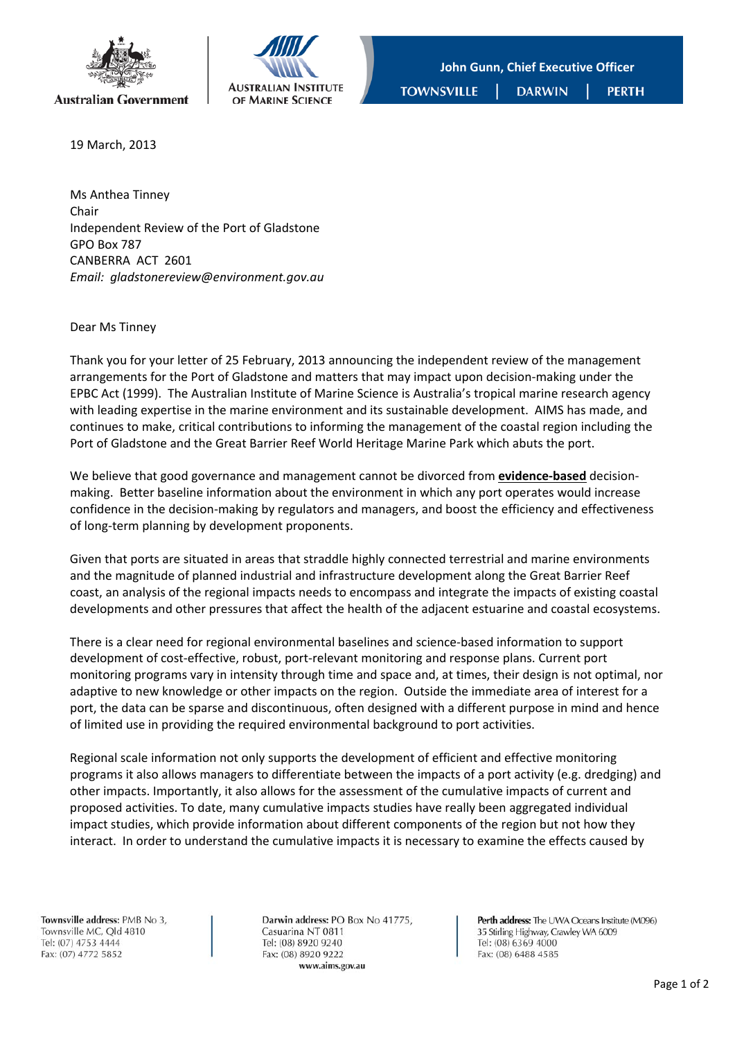Australian Government

Australian Institute of Marine Science

**John Gunn, Chief Executive Officer**

**TOWNSVILLE | DARWIN | PERTH**

19 March, 2013

Ms Anthea Tinney
Chair
Independent Review of the Port of Gladstone
GPO Box 787
CANBERRA ACT 2601
*Email: gladstonereview@environment.gov.au*

Dear Ms Tinney

Thank you for your letter of 25 February, 2013 announcing the independent review of the management arrangements for the Port of Gladstone and matters that may impact upon decision-making under the EPBC Act (1999). The Australian Institute of Marine Science is Australia's tropical marine research agency with leading expertise in the marine environment and its sustainable development. AIMS has made, and continues to make, critical contributions to informing the management of the coastal region including the Port of Gladstone and the Great Barrier Reef World Heritage Marine Park which abuts the port.

We believe that good governance and management cannot be divorced from <u>**evidence-based**</u> decision-making. Better baseline information about the environment in which any port operates would increase confidence in the decision-making by regulators and managers, and boost the efficiency and effectiveness of long-term planning by development proponents.

Given that ports are situated in areas that straddle highly connected terrestrial and marine environments and the magnitude of planned industrial and infrastructure development along the Great Barrier Reef coast, an analysis of the regional impacts needs to encompass and integrate the impacts of existing coastal developments and other pressures that affect the health of the adjacent estuarine and coastal ecosystems.

There is a clear need for regional environmental baselines and science-based information to support development of cost-effective, robust, port-relevant monitoring and response plans. Current port monitoring programs vary in intensity through time and space and, at times, their design is not optimal, nor adaptive to new knowledge or other impacts on the region. Outside the immediate area of interest for a port, the data can be sparse and discontinuous, often designed with a different purpose in mind and hence of limited use in providing the required environmental background to port activities.

Regional scale information not only supports the development of efficient and effective monitoring programs it also allows managers to differentiate between the impacts of a port activity (e.g. dredging) and other impacts. Importantly, it also allows for the assessment of the cumulative impacts of current and proposed activities. To date, many cumulative impacts studies have really been aggregated individual impact studies, which provide information about different components of the region but not how they interact. In order to understand the cumulative impacts it is necessary to examine the effects caused by

**Townsville address:** PMB No 3, Townsville MC, Qld 4810
Tel: (07) 4753 4444
Fax: (07) 4772 5852

**Darwin address:** PO Box No 41775, Casuarina NT 0811
Tel: (08) 8920 9240
Fax: (08) 8920 9222
www.aims.gov.au

**Perth address:** The UWA Oceans Institute (M096) 35 Stirling Highway, Crawley WA 6009
Tel: (08) 6369 4000
Fax: (08) 6488 4585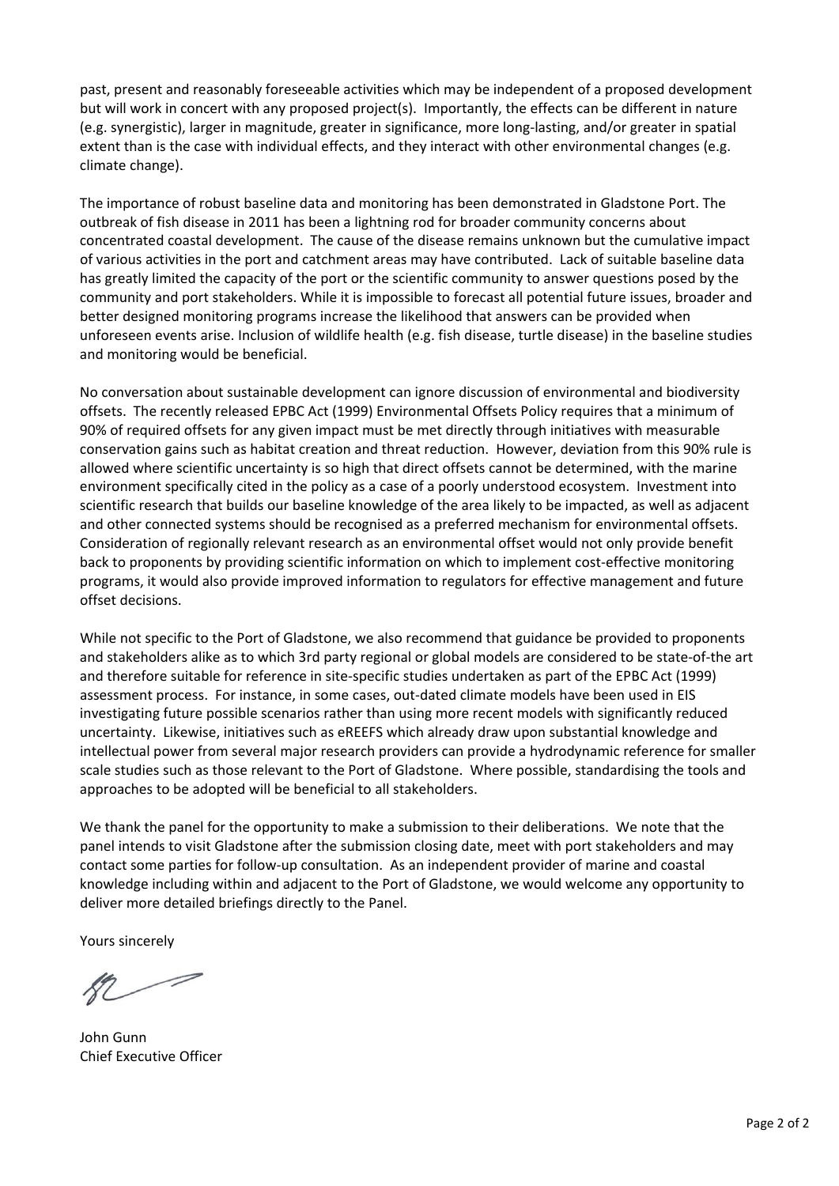past, present and reasonably foreseeable activities which may be independent of a proposed development but will work in concert with any proposed project(s). Importantly, the effects can be different in nature (e.g. synergistic), larger in magnitude, greater in significance, more long-lasting, and/or greater in spatial extent than is the case with individual effects, and they interact with other environmental changes (e.g. climate change).

The importance of robust baseline data and monitoring has been demonstrated in Gladstone Port. The outbreak of fish disease in 2011 has been a lightning rod for broader community concerns about concentrated coastal development. The cause of the disease remains unknown but the cumulative impact of various activities in the port and catchment areas may have contributed. Lack of suitable baseline data has greatly limited the capacity of the port or the scientific community to answer questions posed by the community and port stakeholders. While it is impossible to forecast all potential future issues, broader and better designed monitoring programs increase the likelihood that answers can be provided when unforeseen events arise. Inclusion of wildlife health (e.g. fish disease, turtle disease) in the baseline studies and monitoring would be beneficial.

No conversation about sustainable development can ignore discussion of environmental and biodiversity offsets. The recently released EPBC Act (1999) Environmental Offsets Policy requires that a minimum of 90% of required offsets for any given impact must be met directly through initiatives with measurable conservation gains such as habitat creation and threat reduction. However, deviation from this 90% rule is allowed where scientific uncertainty is so high that direct offsets cannot be determined, with the marine environment specifically cited in the policy as a case of a poorly understood ecosystem. Investment into scientific research that builds our baseline knowledge of the area likely to be impacted, as well as adjacent and other connected systems should be recognised as a preferred mechanism for environmental offsets. Consideration of regionally relevant research as an environmental offset would not only provide benefit back to proponents by providing scientific information on which to implement cost-effective monitoring programs, it would also provide improved information to regulators for effective management and future offset decisions.

While not specific to the Port of Gladstone, we also recommend that guidance be provided to proponents and stakeholders alike as to which 3rd party regional or global models are considered to be state-of-the art and therefore suitable for reference in site-specific studies undertaken as part of the EPBC Act (1999) assessment process. For instance, in some cases, out-dated climate models have been used in EIS investigating future possible scenarios rather than using more recent models with significantly reduced uncertainty. Likewise, initiatives such as eREEFS which already draw upon substantial knowledge and intellectual power from several major research providers can provide a hydrodynamic reference for smaller scale studies such as those relevant to the Port of Gladstone. Where possible, standardising the tools and approaches to be adopted will be beneficial to all stakeholders.

We thank the panel for the opportunity to make a submission to their deliberations. We note that the panel intends to visit Gladstone after the submission closing date, meet with port stakeholders and may contact some parties for follow-up consultation. As an independent provider of marine and coastal knowledge including within and adjacent to the Port of Gladstone, we would welcome any opportunity to deliver more detailed briefings directly to the Panel.

Yours sincerely

John Gunn
Chief Executive Officer